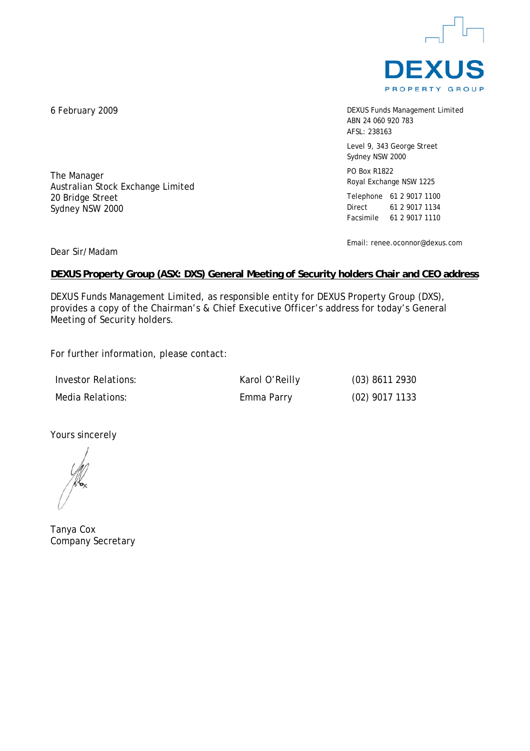DEXUS PROPERTY GROUP

6 February 2009

DEXUS Funds Management Limited
ABN 24 060 920 783
AFSL: 238163

Level 9, 343 George Street
Sydney NSW 2000

PO Box R1822
Royal Exchange NSW 1225

Telephone 61 2 9017 1100
Direct 61 2 9017 1134
Facsimile 61 2 9017 1110

Email: renee.oconnor@dexus.com

The Manager
Australian Stock Exchange Limited
20 Bridge Street
Sydney NSW 2000

Dear Sir/Madam

**DEXUS Property Group (ASX: DXS) General Meeting of Security holders Chair and CEO address**

DEXUS Funds Management Limited, as responsible entity for DEXUS Property Group (DXS), provides a copy of the Chairman's & Chief Executive Officer's address for today's General Meeting of Security holders.

For further information, please contact:

| | | |
|---|---|---|
| Investor Relations: | Karol O'Reilly | (03) 8611 2930 |
| Media Relations: | Emma Parry | (02) 9017 1133 |

Yours sincerely

Tanya Cox
Company Secretary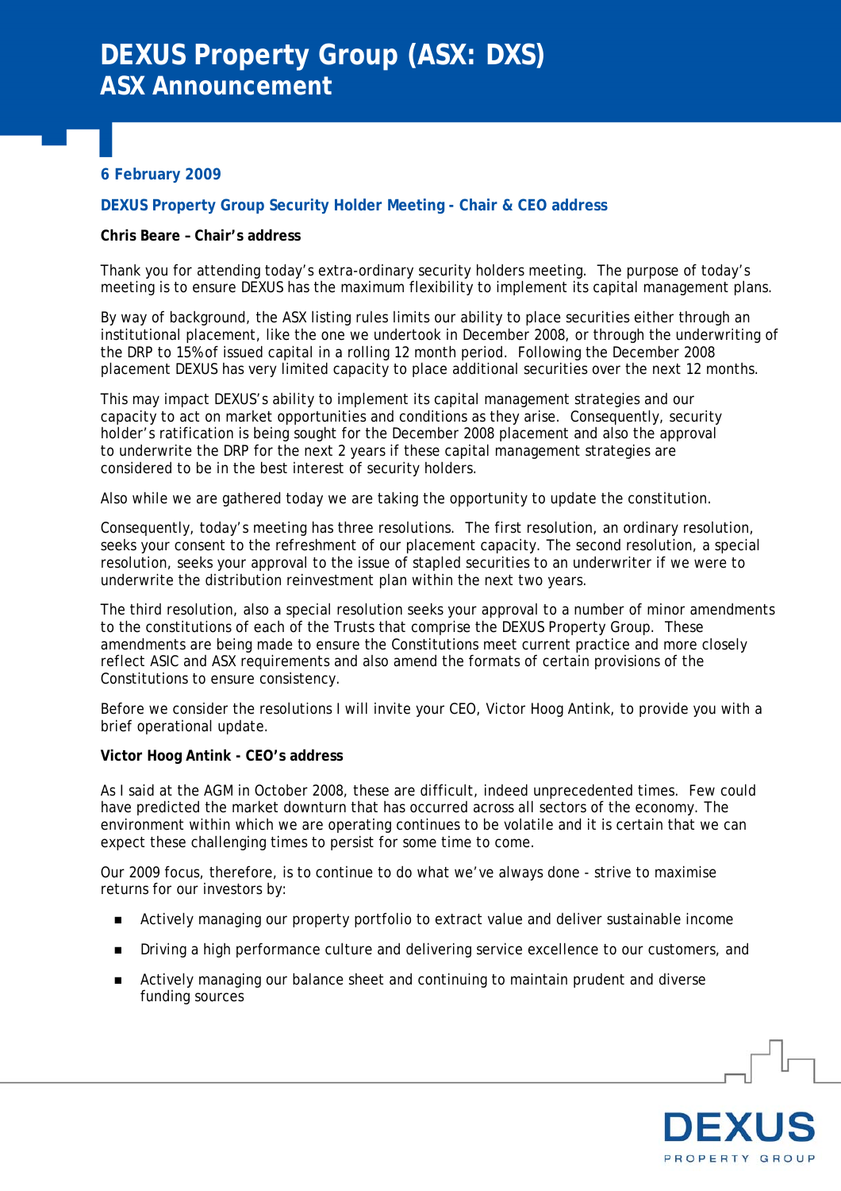# DEXUS Property Group (ASX: DXS)
## ASX Announcement

**6 February 2009**

**DEXUS Property Group Security Holder Meeting - Chair & CEO address**

**Chris Beare – Chair's address**

Thank you for attending today's extra-ordinary security holders meeting. The purpose of today's meeting is to ensure DEXUS has the maximum flexibility to implement its capital management plans.

By way of background, the ASX listing rules limits our ability to place securities either through an institutional placement, like the one we undertook in December 2008, or through the underwriting of the DRP to 15% of issued capital in a rolling 12 month period. Following the December 2008 placement DEXUS has very limited capacity to place additional securities over the next 12 months.

This may impact DEXUS's ability to implement its capital management strategies and our capacity to act on market opportunities and conditions as they arise. Consequently, security holder's ratification is being sought for the December 2008 placement and also the approval to underwrite the DRP for the next 2 years if these capital management strategies are considered to be in the best interest of security holders.

Also while we are gathered today we are taking the opportunity to update the constitution.

Consequently, today's meeting has three resolutions. The first resolution, an ordinary resolution, seeks your consent to the refreshment of our placement capacity. The second resolution, a special resolution, seeks your approval to the issue of stapled securities to an underwriter if we were to underwrite the distribution reinvestment plan within the next two years.

The third resolution, also a special resolution seeks your approval to a number of minor amendments to the constitutions of each of the Trusts that comprise the DEXUS Property Group. These amendments are being made to ensure the Constitutions meet current practice and more closely reflect ASIC and ASX requirements and also amend the formats of certain provisions of the Constitutions to ensure consistency.

Before we consider the resolutions I will invite your CEO, Victor Hoog Antink, to provide you with a brief operational update.

**Victor Hoog Antink - CEO's address**

As I said at the AGM in October 2008, these are difficult, indeed unprecedented times. Few could have predicted the market downturn that has occurred across all sectors of the economy. The environment within which we are operating continues to be volatile and it is certain that we can expect these challenging times to persist for some time to come.

Our 2009 focus, therefore, is to continue to do what we've always done - strive to maximise returns for our investors by:

- Actively managing our property portfolio to extract value and deliver sustainable income
- Driving a high performance culture and delivering service excellence to our customers, and
- Actively managing our balance sheet and continuing to maintain prudent and diverse funding sources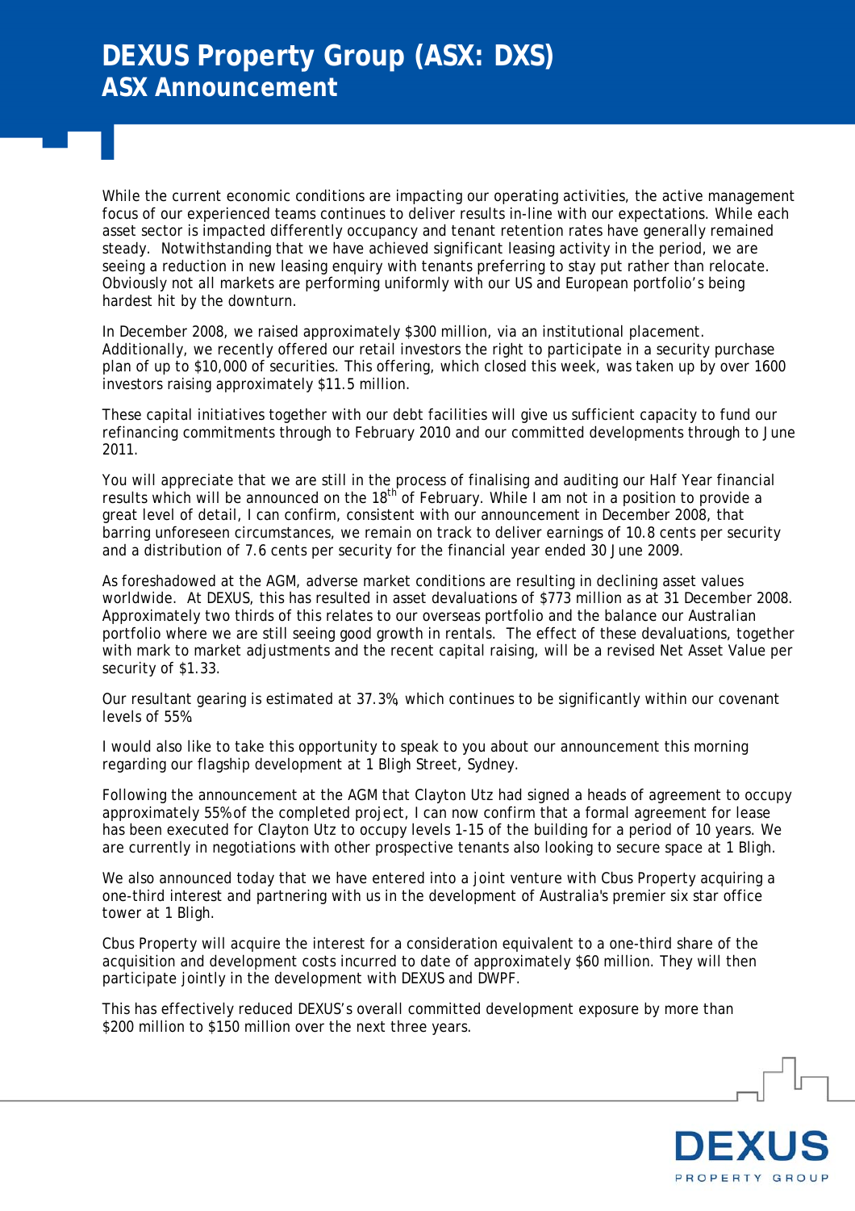While the current economic conditions are impacting our operating activities, the active management focus of our experienced teams continues to deliver results in-line with our expectations. While each asset sector is impacted differently occupancy and tenant retention rates have generally remained steady. Notwithstanding that we have achieved significant leasing activity in the period, we are seeing a reduction in new leasing enquiry with tenants preferring to stay put rather than relocate. Obviously not all markets are performing uniformly with our US and European portfolio's being hardest hit by the downturn.

In December 2008, we raised approximately $300 million, via an institutional placement. Additionally, we recently offered our retail investors the right to participate in a security purchase plan of up to $10,000 of securities. This offering, which closed this week, was taken up by over 1600 investors raising approximately $11.5 million.

These capital initiatives together with our debt facilities will give us sufficient capacity to fund our refinancing commitments through to February 2010 and our committed developments through to June 2011.

You will appreciate that we are still in the process of finalising and auditing our Half Year financial results which will be announced on the 18th of February. While I am not in a position to provide a great level of detail, I can confirm, consistent with our announcement in December 2008, that barring unforeseen circumstances, we remain on track to deliver earnings of 10.8 cents per security and a distribution of 7.6 cents per security for the financial year ended 30 June 2009.

As foreshadowed at the AGM, adverse market conditions are resulting in declining asset values worldwide. At DEXUS, this has resulted in asset devaluations of $773 million as at 31 December 2008. Approximately two thirds of this relates to our overseas portfolio and the balance our Australian portfolio where we are still seeing good growth in rentals. The effect of these devaluations, together with mark to market adjustments and the recent capital raising, will be a revised Net Asset Value per security of $1.33.

Our resultant gearing is estimated at 37.3%, which continues to be significantly within our covenant levels of 55%.

I would also like to take this opportunity to speak to you about our announcement this morning regarding our flagship development at 1 Bligh Street, Sydney.

Following the announcement at the AGM that Clayton Utz had signed a heads of agreement to occupy approximately 55% of the completed project, I can now confirm that a formal agreement for lease has been executed for Clayton Utz to occupy levels 1-15 of the building for a period of 10 years. We are currently in negotiations with other prospective tenants also looking to secure space at 1 Bligh.

We also announced today that we have entered into a joint venture with Cbus Property acquiring a one-third interest and partnering with us in the development of Australia's premier six star office tower at 1 Bligh.

Cbus Property will acquire the interest for a consideration equivalent to a one-third share of the acquisition and development costs incurred to date of approximately $60 million. They will then participate jointly in the development with DEXUS and DWPF.

This has effectively reduced DEXUS's overall committed development exposure by more than $200 million to $150 million over the next three years.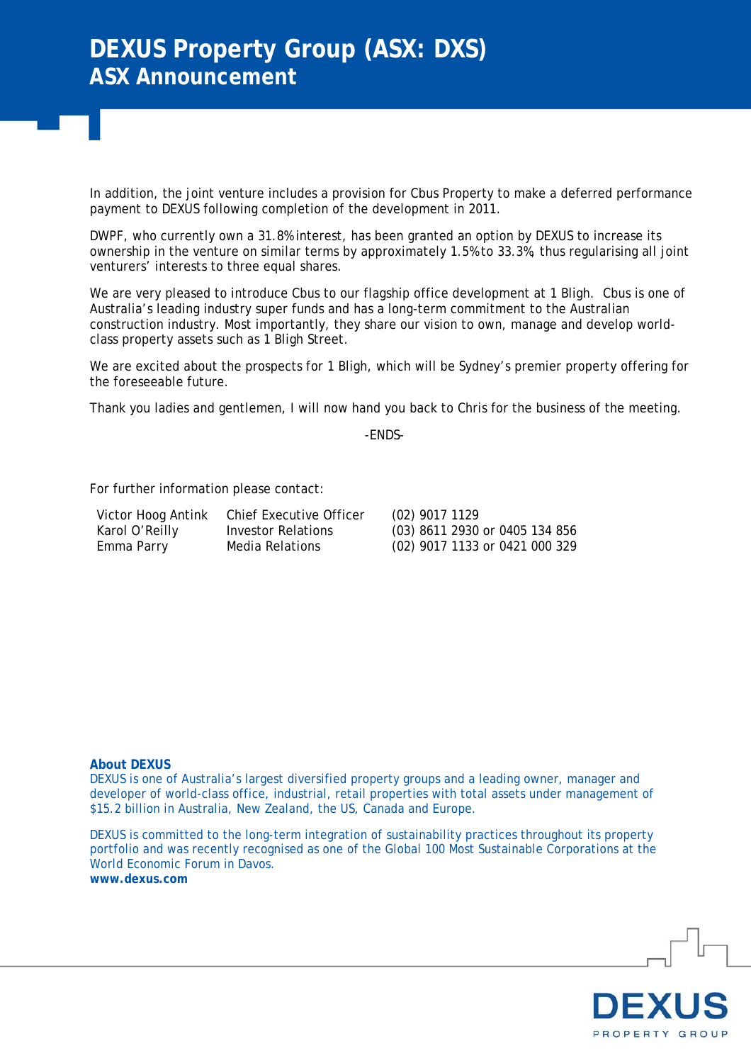In addition, the joint venture includes a provision for Cbus Property to make a deferred performance payment to DEXUS following completion of the development in 2011.

DWPF, who currently own a 31.8% interest, has been granted an option by DEXUS to increase its ownership in the venture on similar terms by approximately 1.5% to 33.3%, thus regularising all joint venturers' interests to three equal shares.

We are very pleased to introduce Cbus to our flagship office development at 1 Bligh. Cbus is one of Australia's leading industry super funds and has a long-term commitment to the Australian construction industry. Most importantly, they share our vision to own, manage and develop world-class property assets such as 1 Bligh Street.

We are excited about the prospects for 1 Bligh, which will be Sydney's premier property offering for the foreseeable future.

Thank you ladies and gentlemen, I will now hand you back to Chris for the business of the meeting.

-ENDS-

For further information please contact:

| | | |
|---|---|---|
| Victor Hoog Antink | Chief Executive Officer | (02) 9017 1129 |
| Karol O'Reilly | Investor Relations | (03) 8611 2930 or 0405 134 856 |
| Emma Parry | Media Relations | (02) 9017 1133 or 0421 000 329 |

**About DEXUS**

DEXUS is one of Australia's largest diversified property groups and a leading owner, manager and developer of world-class office, industrial, retail properties with total assets under management of $15.2 billion in Australia, New Zealand, the US, Canada and Europe.

DEXUS is committed to the long-term integration of sustainability practices throughout its property portfolio and was recently recognised as one of the Global 100 Most Sustainable Corporations at the World Economic Forum in Davos.

**www.dexus.com**